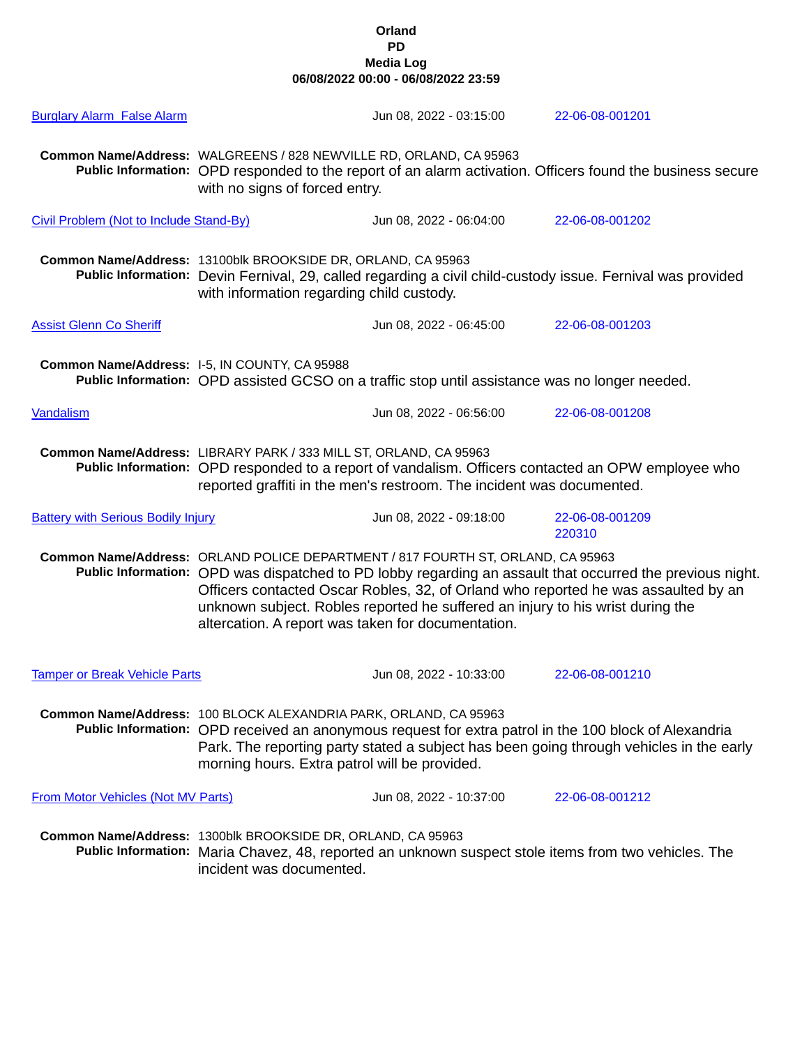# Orland PD Media Log

**06/08/2022 00:00 - 06/08/2022 23:59**

**Burglary Alarm False Alarm** | Jun 08, 2022 - 03:15:00 | 22-06-08-001201

**Common Name/Address:** WALGREENS / 828 NEWVILLE RD, ORLAND, CA 95963
**Public Information:** OPD responded to the report of an alarm activation. Officers found the business secure with no signs of forced entry.

**Civil Problem (Not to Include Stand-By)** | Jun 08, 2022 - 06:04:00 | 22-06-08-001202

**Common Name/Address:** 13100blk BROOKSIDE DR, ORLAND, CA 95963
**Public Information:** Devin Fernival, 29, called regarding a civil child-custody issue. Fernival was provided with information regarding child custody.

**Assist Glenn Co Sheriff** | Jun 08, 2022 - 06:45:00 | 22-06-08-001203

**Common Name/Address:** I-5, IN COUNTY, CA 95988
**Public Information:** OPD assisted GCSO on a traffic stop until assistance was no longer needed.

**Vandalism** | Jun 08, 2022 - 06:56:00 | 22-06-08-001208

**Common Name/Address:** LIBRARY PARK / 333 MILL ST, ORLAND, CA 95963
**Public Information:** OPD responded to a report of vandalism. Officers contacted an OPW employee who reported graffiti in the men's restroom. The incident was documented.

**Battery with Serious Bodily Injury** | Jun 08, 2022 - 09:18:00 | 22-06-08-001209 220310

**Common Name/Address:** ORLAND POLICE DEPARTMENT / 817 FOURTH ST, ORLAND, CA 95963
**Public Information:** OPD was dispatched to PD lobby regarding an assault that occurred the previous night. Officers contacted Oscar Robles, 32, of Orland who reported he was assaulted by an unknown subject. Robles reported he suffered an injury to his wrist during the altercation. A report was taken for documentation.

**Tamper or Break Vehicle Parts** | Jun 08, 2022 - 10:33:00 | 22-06-08-001210

**Common Name/Address:** 100 BLOCK ALEXANDRIA PARK, ORLAND, CA 95963
**Public Information:** OPD received an anonymous request for extra patrol in the 100 block of Alexandria Park. The reporting party stated a subject has been going through vehicles in the early morning hours. Extra patrol will be provided.

**From Motor Vehicles (Not MV Parts)** | Jun 08, 2022 - 10:37:00 | 22-06-08-001212

**Common Name/Address:** 1300blk BROOKSIDE DR, ORLAND, CA 95963
**Public Information:** Maria Chavez, 48, reported an unknown suspect stole items from two vehicles. The incident was documented.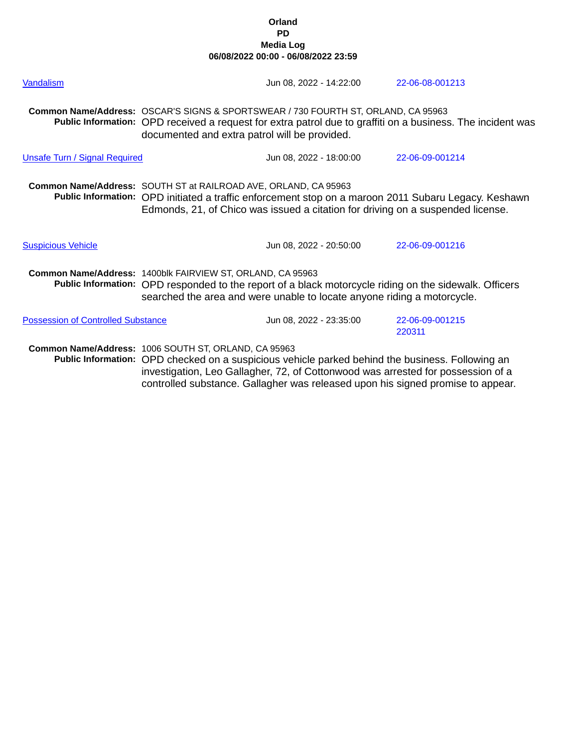**Orland**
**PD**
**Media Log**
**06/08/2022 00:00 - 06/08/2022 23:59**

[Vandalism](#) Jun 08, 2022 - 14:22:00 [22-06-08-001213](#)

**Common Name/Address:** OSCAR'S SIGNS & SPORTSWEAR / 730 FOURTH ST, ORLAND, CA 95963
**Public Information:** OPD received a request for extra patrol due to graffiti on a business. The incident was documented and extra patrol will be provided.

[Unsafe Turn / Signal Required](#) Jun 08, 2022 - 18:00:00 [22-06-09-001214](#)

**Common Name/Address:** SOUTH ST at RAILROAD AVE, ORLAND, CA 95963
**Public Information:** OPD initiated a traffic enforcement stop on a maroon 2011 Subaru Legacy. Keshawn Edmonds, 21, of Chico was issued a citation for driving on a suspended license.

[Suspicious Vehicle](#) Jun 08, 2022 - 20:50:00 [22-06-09-001216](#)

**Common Name/Address:** 1400blk FAIRVIEW ST, ORLAND, CA 95963
**Public Information:** OPD responded to the report of a black motorcycle riding on the sidewalk. Officers searched the area and were unable to locate anyone riding a motorcycle.

[Possession of Controlled Substance](#) Jun 08, 2022 - 23:35:00 [22-06-09-001215](#) [220311](#)

**Common Name/Address:** 1006 SOUTH ST, ORLAND, CA 95963
**Public Information:** OPD checked on a suspicious vehicle parked behind the business. Following an investigation, Leo Gallagher, 72, of Cottonwood was arrested for possession of a controlled substance. Gallagher was released upon his signed promise to appear.